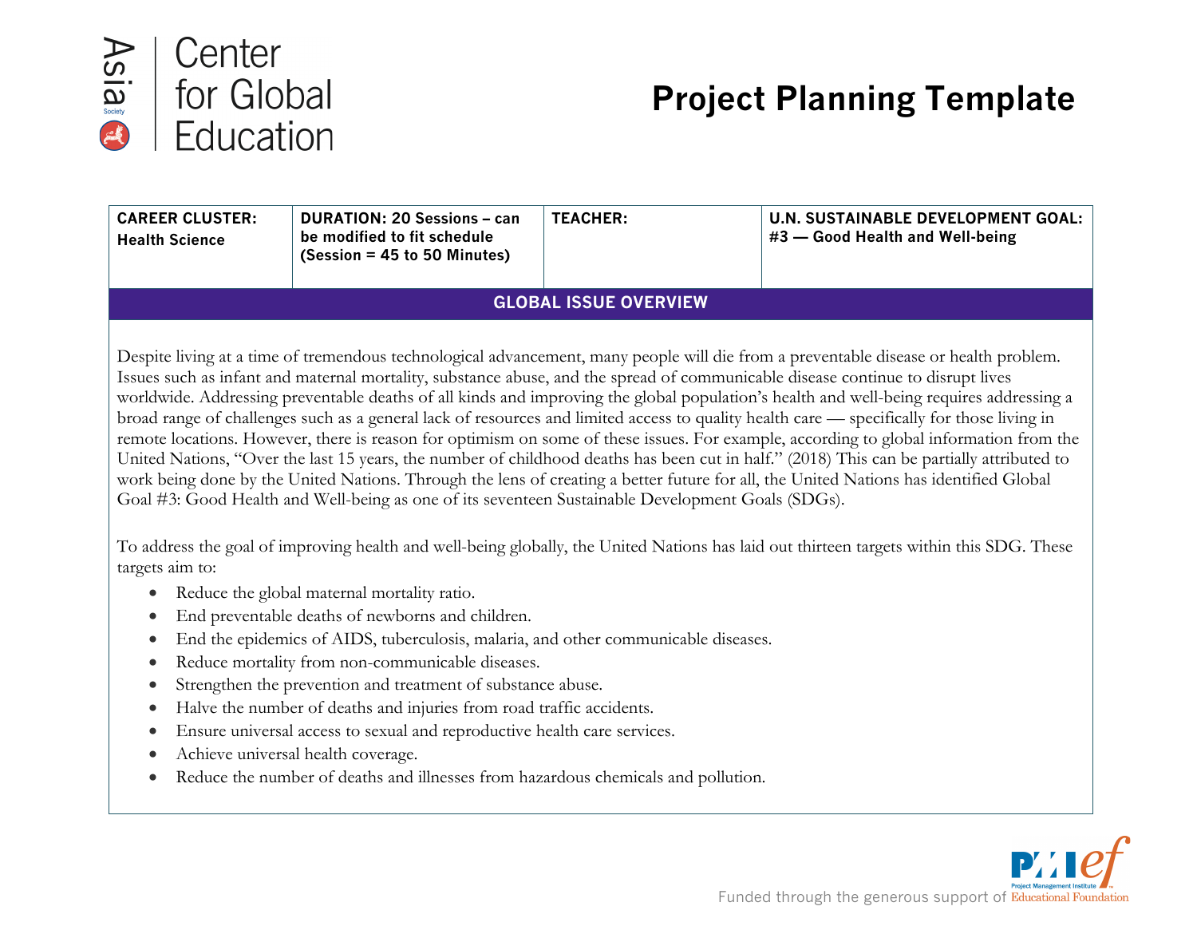Asia Society | Center for Global Education

# Project Planning Template

| CAREER CLUSTER: Health Science | DURATION: 20 Sessions – can be modified to fit schedule (Session = 45 to 50 Minutes) | TEACHER: | U.N. SUSTAINABLE DEVELOPMENT GOAL: #3 — Good Health and Well-being |
|---|---|---|---|

## GLOBAL ISSUE OVERVIEW

Despite living at a time of tremendous technological advancement, many people will die from a preventable disease or health problem. Issues such as infant and maternal mortality, substance abuse, and the spread of communicable disease continue to disrupt lives worldwide. Addressing preventable deaths of all kinds and improving the global population's health and well-being requires addressing a broad range of challenges such as a general lack of resources and limited access to quality health care — specifically for those living in remote locations. However, there is reason for optimism on some of these issues. For example, according to global information from the United Nations, "Over the last 15 years, the number of childhood deaths has been cut in half." (2018) This can be partially attributed to work being done by the United Nations. Through the lens of creating a better future for all, the United Nations has identified Global Goal #3: Good Health and Well-being as one of its seventeen Sustainable Development Goals (SDGs).

To address the goal of improving health and well-being globally, the United Nations has laid out thirteen targets within this SDG. These targets aim to:

- Reduce the global maternal mortality ratio.
- End preventable deaths of newborns and children.
- End the epidemics of AIDS, tuberculosis, malaria, and other communicable diseases.
- Reduce mortality from non-communicable diseases.
- Strengthen the prevention and treatment of substance abuse.
- Halve the number of deaths and injuries from road traffic accidents.
- Ensure universal access to sexual and reproductive health care services.
- Achieve universal health coverage.
- Reduce the number of deaths and illnesses from hazardous chemicals and pollution.

Funded through the generous support of Project Management Institute Educational Foundation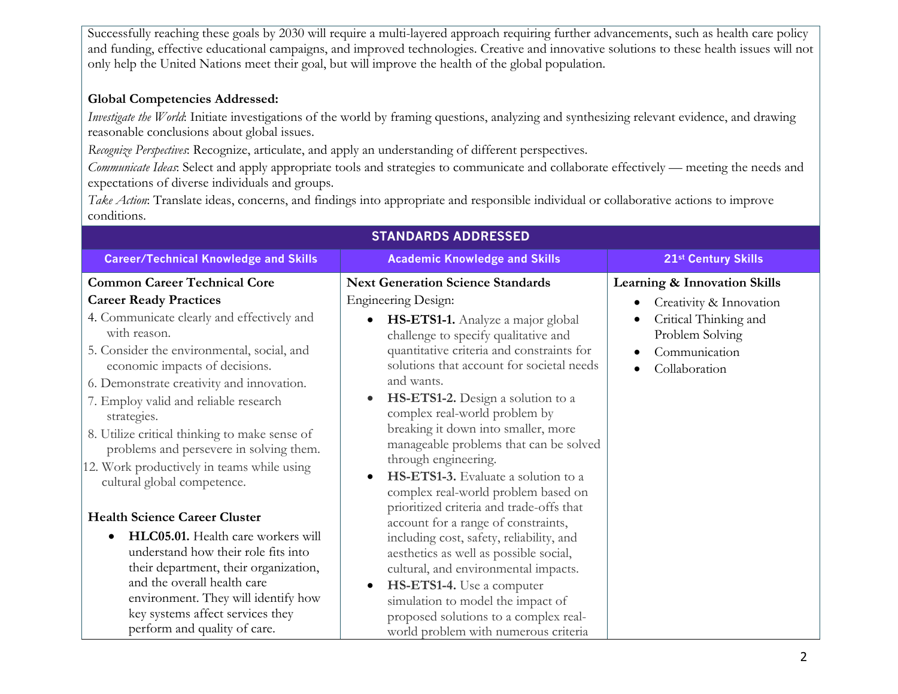Successfully reaching these goals by 2030 will require a multi-layered approach requiring further advancements, such as health care policy and funding, effective educational campaigns, and improved technologies. Creative and innovative solutions to these health issues will not only help the United Nations meet their goal, but will improve the health of the global population.

**Global Competencies Addressed:**

*Investigate the World*: Initiate investigations of the world by framing questions, analyzing and synthesizing relevant evidence, and drawing reasonable conclusions about global issues.

*Recognize Perspectives*: Recognize, articulate, and apply an understanding of different perspectives.

*Communicate Ideas*: Select and apply appropriate tools and strategies to communicate and collaborate effectively — meeting the needs and expectations of diverse individuals and groups.

*Take Action*: Translate ideas, concerns, and findings into appropriate and responsible individual or collaborative actions to improve conditions.

| STANDARDS ADDRESSED | | |
|---|---|---|
| **Career/Technical Knowledge and Skills** | **Academic Knowledge and Skills** | **21st Century Skills** |
| **Common Career Technical Core Career Ready Practices**<br>4. Communicate clearly and effectively and with reason.<br>5. Consider the environmental, social, and economic impacts of decisions.<br>6. Demonstrate creativity and innovation.<br>7. Employ valid and reliable research strategies.<br>8. Utilize critical thinking to make sense of problems and persevere in solving them.<br>12. Work productively in teams while using cultural global competence.<br><br>**Health Science Career Cluster**<br>• **HLC05.01.** Health care workers will understand how their role fits into their department, their organization, and the overall health care environment. They will identify how key systems affect services they perform and quality of care. | **Next Generation Science Standards**<br>Engineering Design:<br>• **HS-ETS1-1.** Analyze a major global challenge to specify qualitative and quantitative criteria and constraints for solutions that account for societal needs and wants.<br>• **HS-ETS1-2.** Design a solution to a complex real-world problem by breaking it down into smaller, more manageable problems that can be solved through engineering.<br>• **HS-ETS1-3.** Evaluate a solution to a complex real-world problem based on prioritized criteria and trade-offs that account for a range of constraints, including cost, safety, reliability, and aesthetics as well as possible social, cultural, and environmental impacts.<br>• **HS-ETS1-4.** Use a computer simulation to model the impact of proposed solutions to a complex real-world problem with numerous criteria | **Learning & Innovation Skills**<br>• Creativity & Innovation<br>• Critical Thinking and Problem Solving<br>• Communication<br>• Collaboration |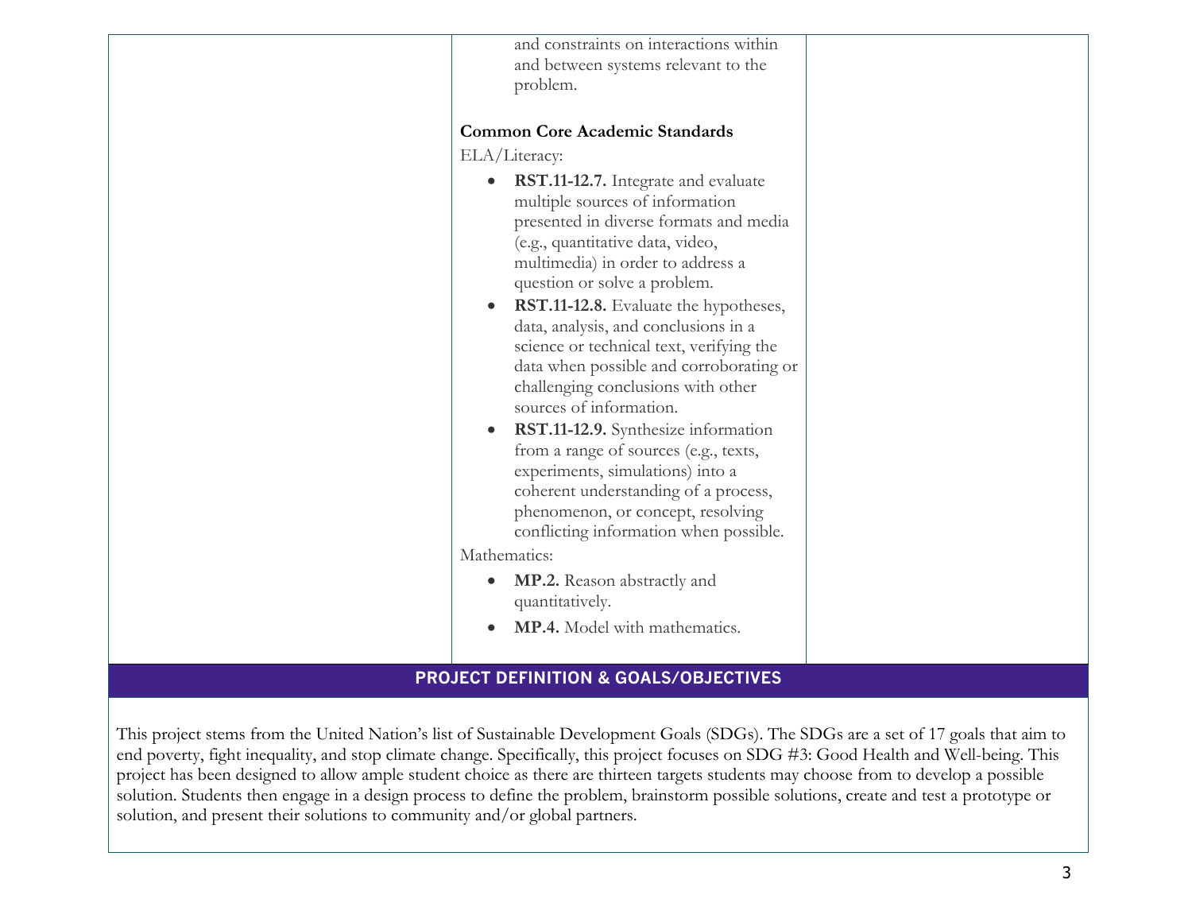| | | |
|---|---|---|
| | and constraints on interactions within and between systems relevant to the problem.<br><br>**Common Core Academic Standards**<br>ELA/Literacy:<br>• **RST.11-12.7.** Integrate and evaluate multiple sources of information presented in diverse formats and media (e.g., quantitative data, video, multimedia) in order to address a question or solve a problem.<br>• **RST.11-12.8.** Evaluate the hypotheses, data, analysis, and conclusions in a science or technical text, verifying the data when possible and corroborating or challenging conclusions with other sources of information.<br>• **RST.11-12.9.** Synthesize information from a range of sources (e.g., texts, experiments, simulations) into a coherent understanding of a process, phenomenon, or concept, resolving conflicting information when possible.<br>Mathematics:<br>• **MP.2.** Reason abstractly and quantitatively.<br>• **MP.4.** Model with mathematics. | |

## PROJECT DEFINITION & GOALS/OBJECTIVES

This project stems from the United Nation's list of Sustainable Development Goals (SDGs). The SDGs are a set of 17 goals that aim to end poverty, fight inequality, and stop climate change. Specifically, this project focuses on SDG #3: Good Health and Well-being. This project has been designed to allow ample student choice as there are thirteen targets students may choose from to develop a possible solution. Students then engage in a design process to define the problem, brainstorm possible solutions, create and test a prototype or solution, and present their solutions to community and/or global partners.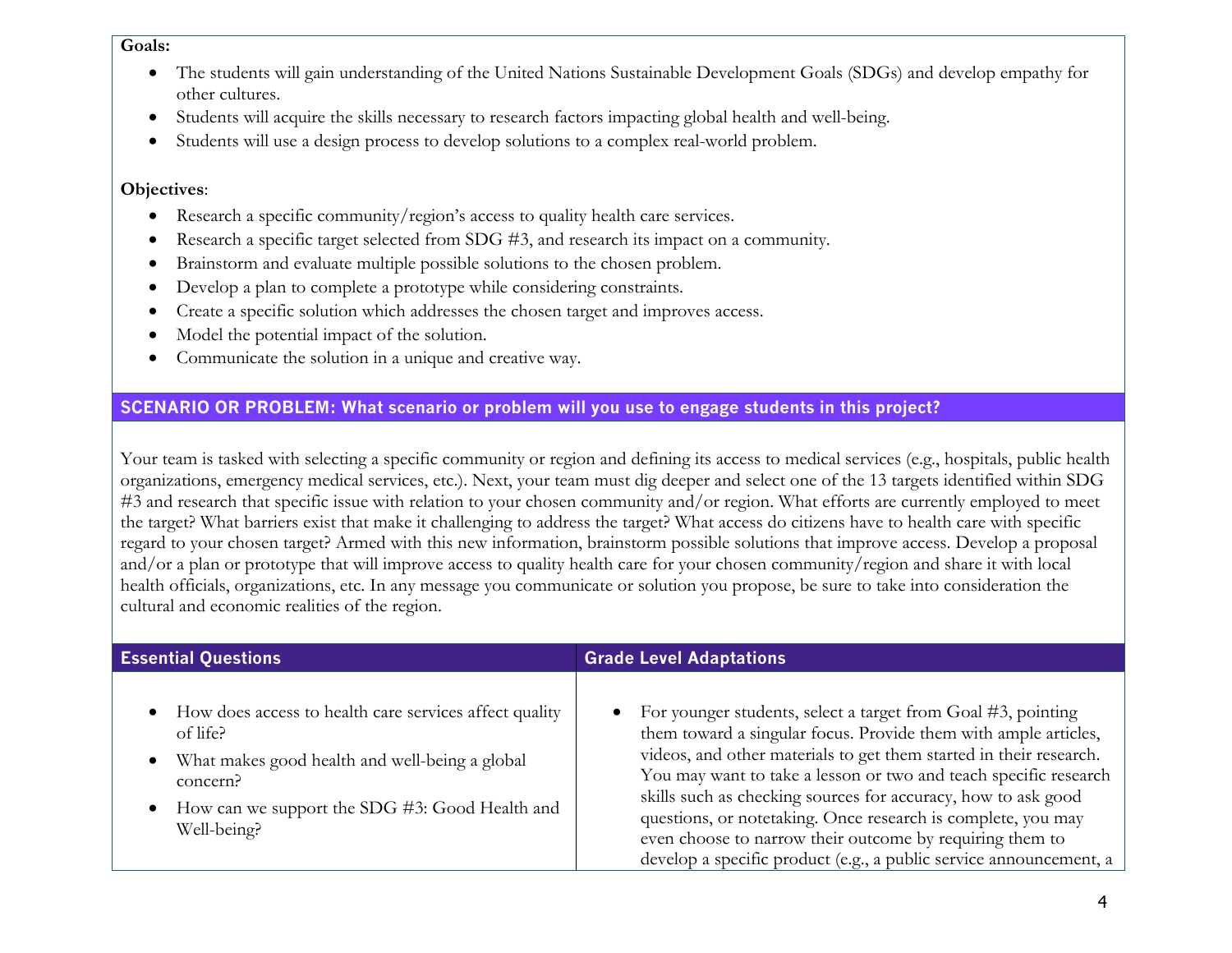**Goals:**

- The students will gain understanding of the United Nations Sustainable Development Goals (SDGs) and develop empathy for other cultures.
- Students will acquire the skills necessary to research factors impacting global health and well-being.
- Students will use a design process to develop solutions to a complex real-world problem.

**Objectives**:

- Research a specific community/region's access to quality health care services.
- Research a specific target selected from SDG #3, and research its impact on a community.
- Brainstorm and evaluate multiple possible solutions to the chosen problem.
- Develop a plan to complete a prototype while considering constraints.
- Create a specific solution which addresses the chosen target and improves access.
- Model the potential impact of the solution.
- Communicate the solution in a unique and creative way.

## SCENARIO OR PROBLEM: What scenario or problem will you use to engage students in this project?

Your team is tasked with selecting a specific community or region and defining its access to medical services (e.g., hospitals, public health organizations, emergency medical services, etc.). Next, your team must dig deeper and select one of the 13 targets identified within SDG #3 and research that specific issue with relation to your chosen community and/or region. What efforts are currently employed to meet the target? What barriers exist that make it challenging to address the target? What access do citizens have to health care with specific regard to your chosen target? Armed with this new information, brainstorm possible solutions that improve access. Develop a proposal and/or a plan or prototype that will improve access to quality health care for your chosen community/region and share it with local health officials, organizations, etc. In any message you communicate or solution you propose, be sure to take into consideration the cultural and economic realities of the region.

| Essential Questions | Grade Level Adaptations |
|---|---|
| • How does access to health care services affect quality of life?<br>• What makes good health and well-being a global concern?<br>• How can we support the SDG #3: Good Health and Well-being? | • For younger students, select a target from Goal #3, pointing them toward a singular focus. Provide them with ample articles, videos, and other materials to get them started in their research. You may want to take a lesson or two and teach specific research skills such as checking sources for accuracy, how to ask good questions, or notetaking. Once research is complete, you may even choose to narrow their outcome by requiring them to develop a specific product (e.g., a public service announcement, a |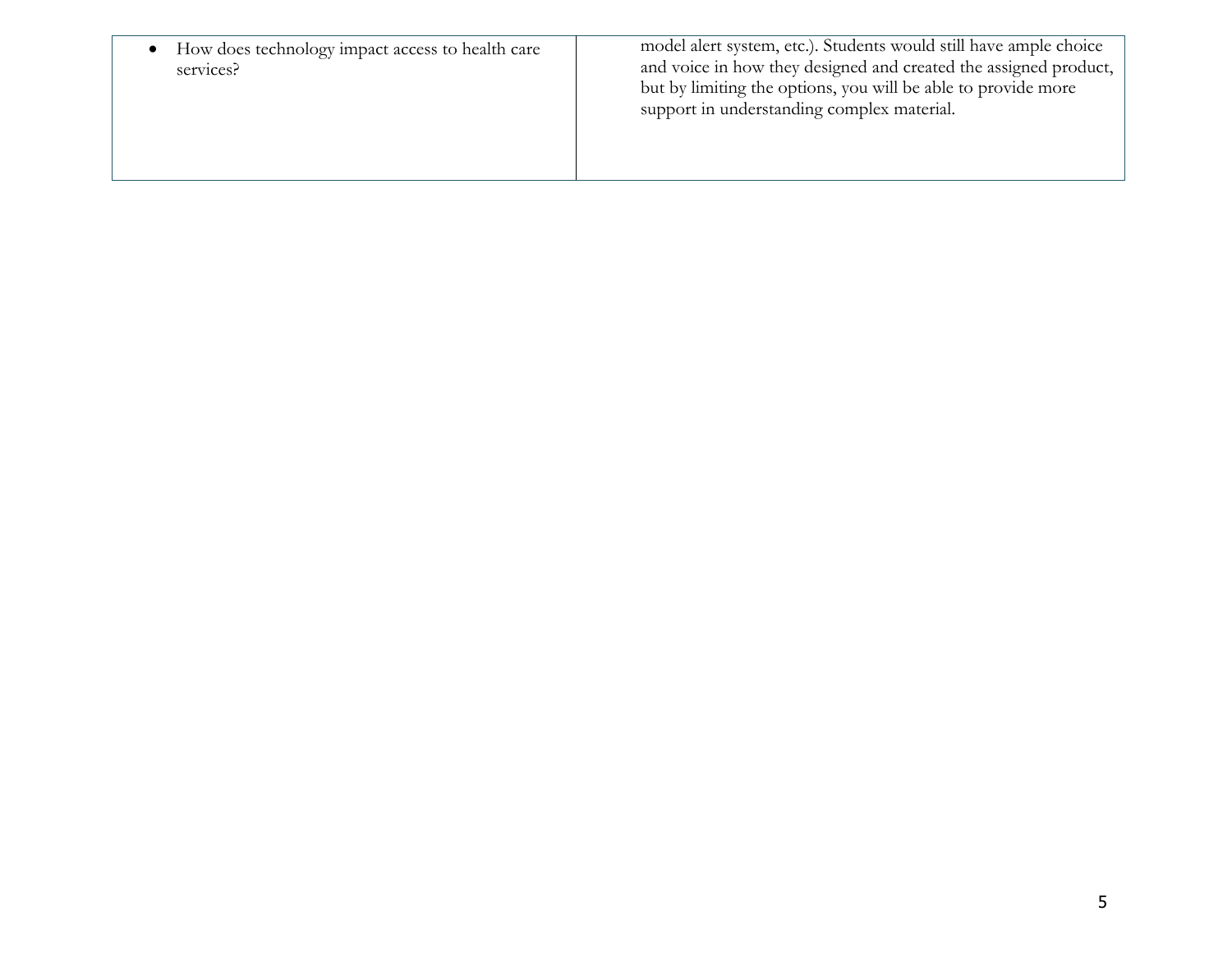| | |
|---|---|
| • How does technology impact access to health care services? | model alert system, etc.). Students would still have ample choice and voice in how they designed and created the assigned product, but by limiting the options, you will be able to provide more support in understanding complex material. |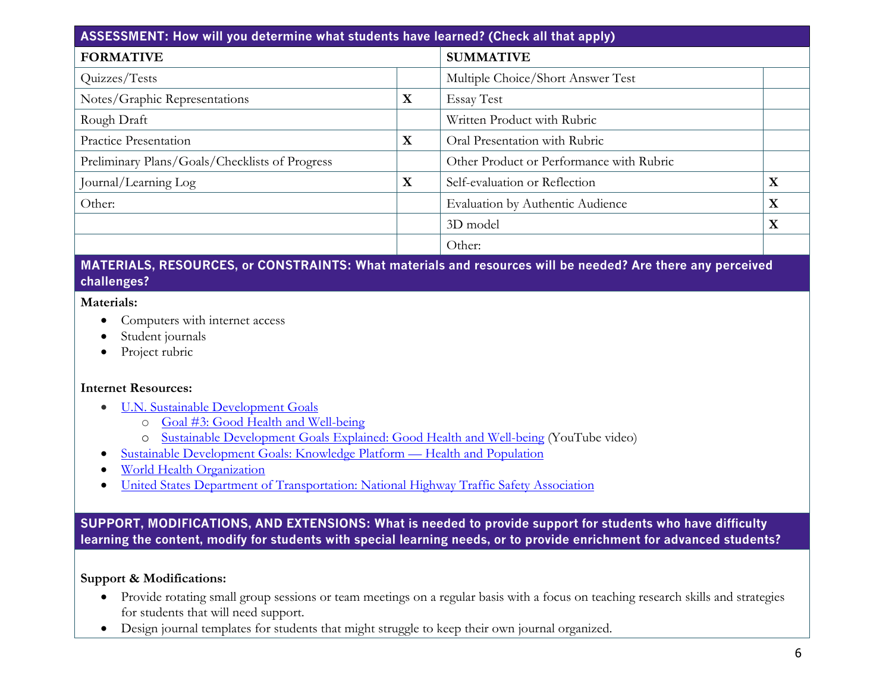## ASSESSMENT: How will you determine what students have learned? (Check all that apply)

| FORMATIVE | | SUMMATIVE | |
|---|---|---|---|
| Quizzes/Tests | | Multiple Choice/Short Answer Test | |
| Notes/Graphic Representations | X | Essay Test | |
| Rough Draft | | Written Product with Rubric | |
| Practice Presentation | X | Oral Presentation with Rubric | |
| Preliminary Plans/Goals/Checklists of Progress | | Other Product or Performance with Rubric | |
| Journal/Learning Log | X | Self-evaluation or Reflection | X |
| Other: | | Evaluation by Authentic Audience | X |
| | | 3D model | X |
| | | Other: | |

## MATERIALS, RESOURCES, or CONSTRAINTS: What materials and resources will be needed? Are there any perceived challenges?

**Materials:**

- Computers with internet access
- Student journals
- Project rubric

**Internet Resources:**

- U.N. Sustainable Development Goals
  - Goal #3: Good Health and Well-being
  - Sustainable Development Goals Explained: Good Health and Well-being (YouTube video)
- Sustainable Development Goals: Knowledge Platform — Health and Population
- World Health Organization
- United States Department of Transportation: National Highway Traffic Safety Association

## SUPPORT, MODIFICATIONS, AND EXTENSIONS: What is needed to provide support for students who have difficulty learning the content, modify for students with special learning needs, or to provide enrichment for advanced students?

**Support & Modifications:**

- Provide rotating small group sessions or team meetings on a regular basis with a focus on teaching research skills and strategies for students that will need support.
- Design journal templates for students that might struggle to keep their own journal organized.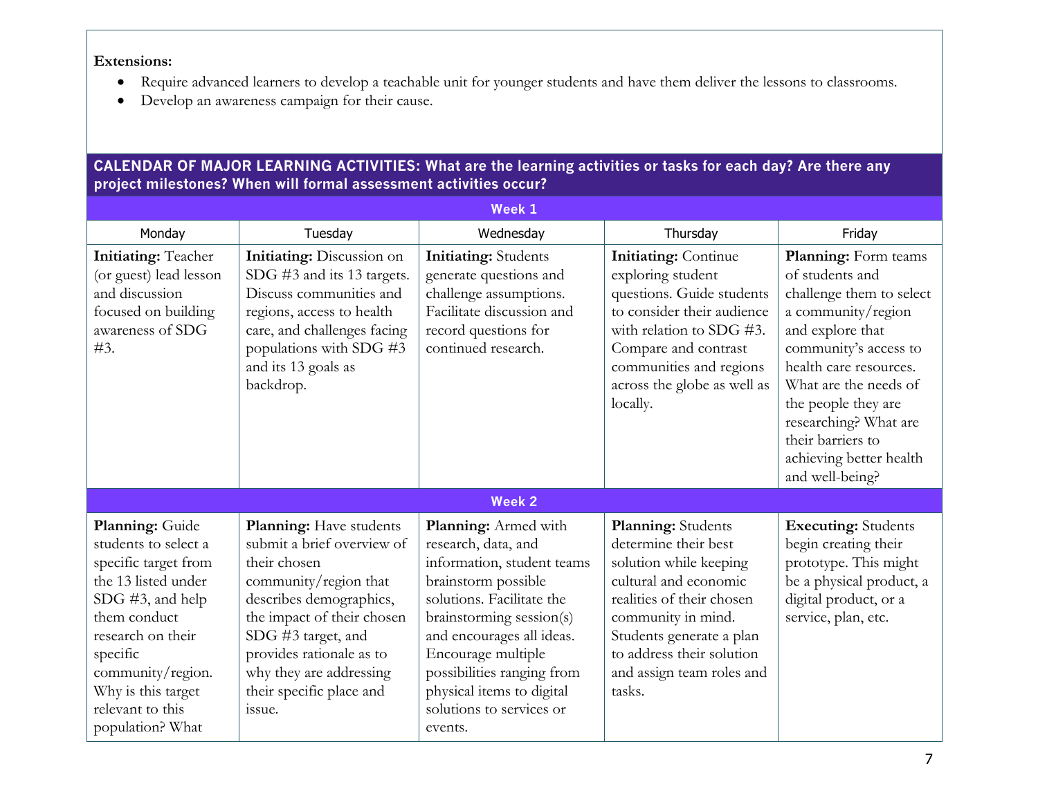**Extensions:**

- Require advanced learners to develop a teachable unit for younger students and have them deliver the lessons to classrooms.
- Develop an awareness campaign for their cause.

| CALENDAR OF MAJOR LEARNING ACTIVITIES: What are the learning activities or tasks for each day? Are there any project milestones? When will formal assessment activities occur? | | | | |
|---|---|---|---|---|
| **Week 1** | | | | |
| Monday | Tuesday | Wednesday | Thursday | Friday |
| **Initiating:** Teacher (or guest) lead lesson and discussion focused on building awareness of SDG #3. | **Initiating:** Discussion on SDG #3 and its 13 targets. Discuss communities and regions, access to health care, and challenges facing populations with SDG #3 and its 13 goals as backdrop. | **Initiating:** Students generate questions and challenge assumptions. Facilitate discussion and record questions for continued research. | **Initiating:** Continue exploring student questions. Guide students to consider their audience with relation to SDG #3. Compare and contrast communities and regions across the globe as well as locally. | **Planning:** Form teams of students and challenge them to select a community/region and explore that community's access to health care resources. What are the needs of the people they are researching? What are their barriers to achieving better health and well-being? |
| **Week 2** | | | | |
| **Planning:** Guide students to select a specific target from the 13 listed under SDG #3, and help them conduct research on their specific community/region. Why is this target relevant to this population? What | **Planning:** Have students submit a brief overview of their chosen community/region that describes demographics, the impact of their chosen SDG #3 target, and provides rationale as to why they are addressing their specific place and issue. | **Planning:** Armed with research, data, and information, student teams brainstorm possible solutions. Facilitate the brainstorming session(s) and encourages all ideas. Encourage multiple possibilities ranging from physical items to digital solutions to services or events. | **Planning:** Students determine their best solution while keeping cultural and economic realities of their chosen community in mind. Students generate a plan to address their solution and assign team roles and tasks. | **Executing:** Students begin creating their prototype. This might be a physical product, a digital product, or a service, plan, etc. |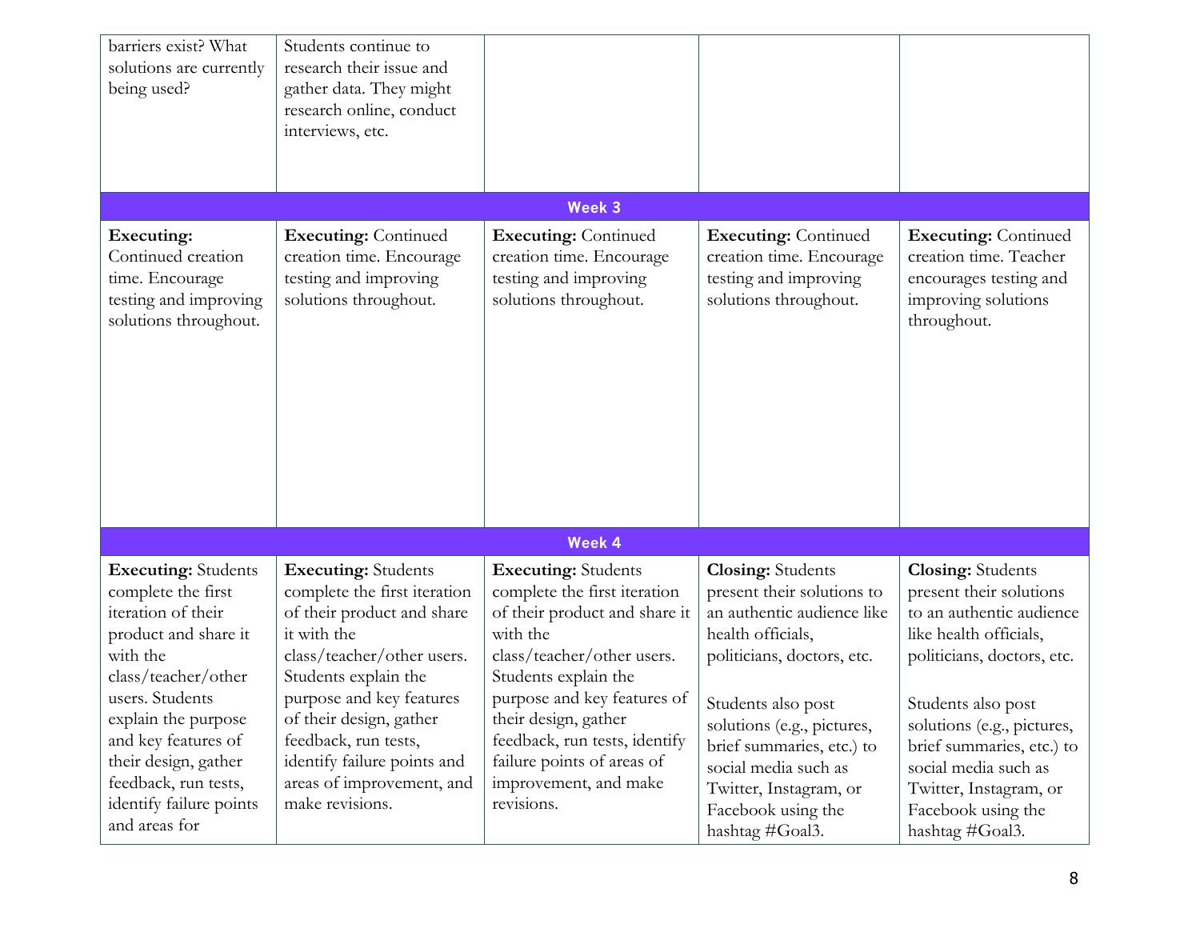| | | | | |
|---|---|---|---|---|
| barriers exist? What solutions are currently being used? | Students continue to research their issue and gather data. They might research online, conduct interviews, etc. | | | |
| **Week 3** | | | | |
| **Executing:** Continued creation time. Encourage testing and improving solutions throughout. | **Executing:** Continued creation time. Encourage testing and improving solutions throughout. | **Executing:** Continued creation time. Encourage testing and improving solutions throughout. | **Executing:** Continued creation time. Encourage testing and improving solutions throughout. | **Executing:** Continued creation time. Teacher encourages testing and improving solutions throughout. |
| **Week 4** | | | | |
| **Executing:** Students complete the first iteration of their product and share it with the class/teacher/other users. Students explain the purpose and key features of their design, gather feedback, run tests, identify failure points and areas for | **Executing:** Students complete the first iteration of their product and share it with the class/teacher/other users. Students explain the purpose and key features of their design, gather feedback, run tests, identify failure points and areas of improvement, and make revisions. | **Executing:** Students complete the first iteration of their product and share it with the class/teacher/other users. Students explain the purpose and key features of their design, gather feedback, run tests, identify failure points of areas of improvement, and make revisions. | **Closing:** Students present their solutions to an authentic audience like health officials, politicians, doctors, etc.<br><br>Students also post solutions (e.g., pictures, brief summaries, etc.) to social media such as Twitter, Instagram, or Facebook using the hashtag #Goal3. | **Closing:** Students present their solutions to an authentic audience like health officials, politicians, doctors, etc.<br><br>Students also post solutions (e.g., pictures, brief summaries, etc.) to social media such as Twitter, Instagram, or Facebook using the hashtag #Goal3. |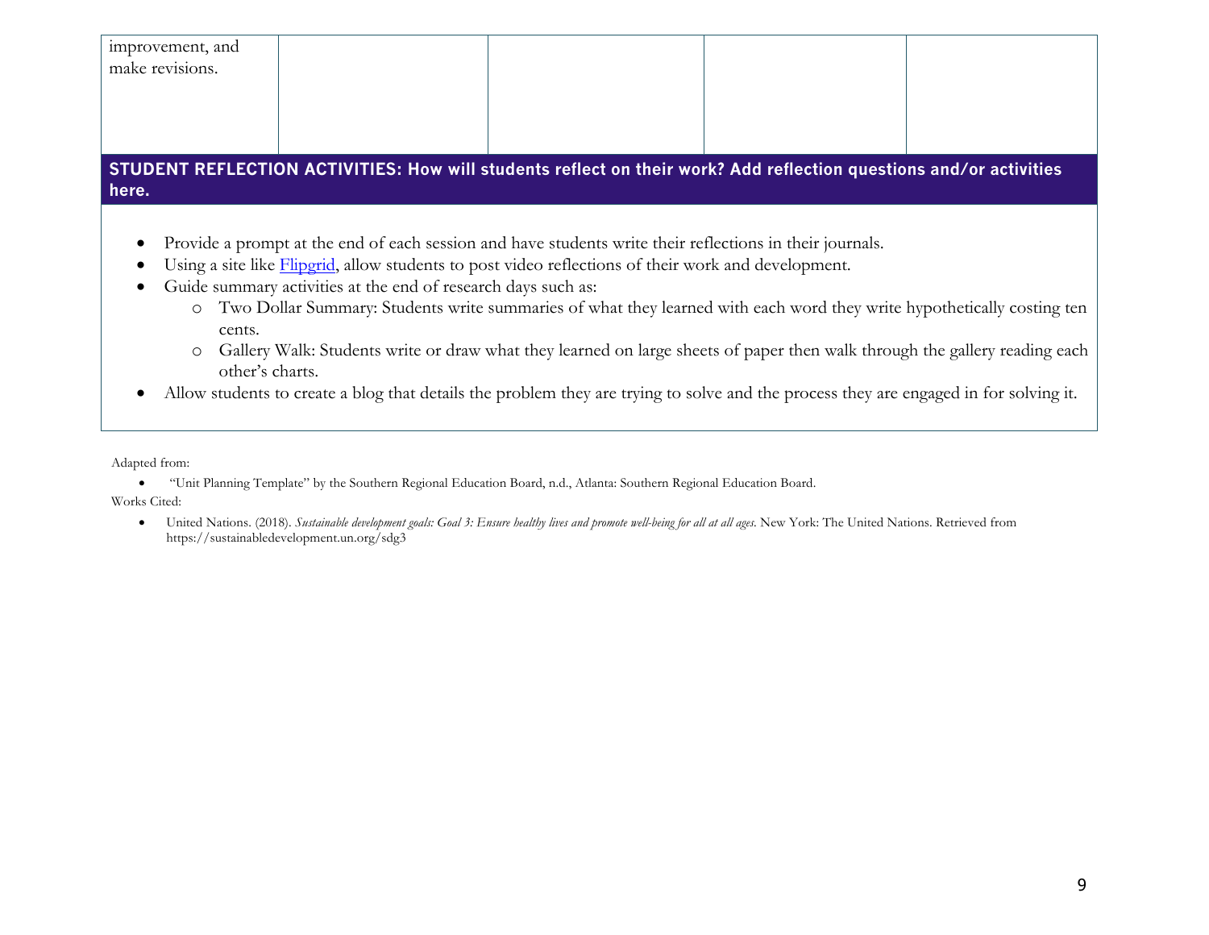| | | | | |
|---|---|---|---|---|
| improvement, and make revisions. | | | | |

**STUDENT REFLECTION ACTIVITIES: How will students reflect on their work? Add reflection questions and/or activities here.**

- Provide a prompt at the end of each session and have students write their reflections in their journals.
- Using a site like [Flipgrid](), allow students to post video reflections of their work and development.
- Guide summary activities at the end of research days such as:
  - Two Dollar Summary: Students write summaries of what they learned with each word they write hypothetically costing ten cents.
  - Gallery Walk: Students write or draw what they learned on large sheets of paper then walk through the gallery reading each other's charts.
- Allow students to create a blog that details the problem they are trying to solve and the process they are engaged in for solving it.

Adapted from:

- "Unit Planning Template" by the Southern Regional Education Board, n.d., Atlanta: Southern Regional Education Board.

Works Cited:

- United Nations. (2018). *Sustainable development goals: Goal 3: Ensure healthy lives and promote well-being for all at all ages.* New York: The United Nations. Retrieved from https://sustainabledevelopment.un.org/sdg3